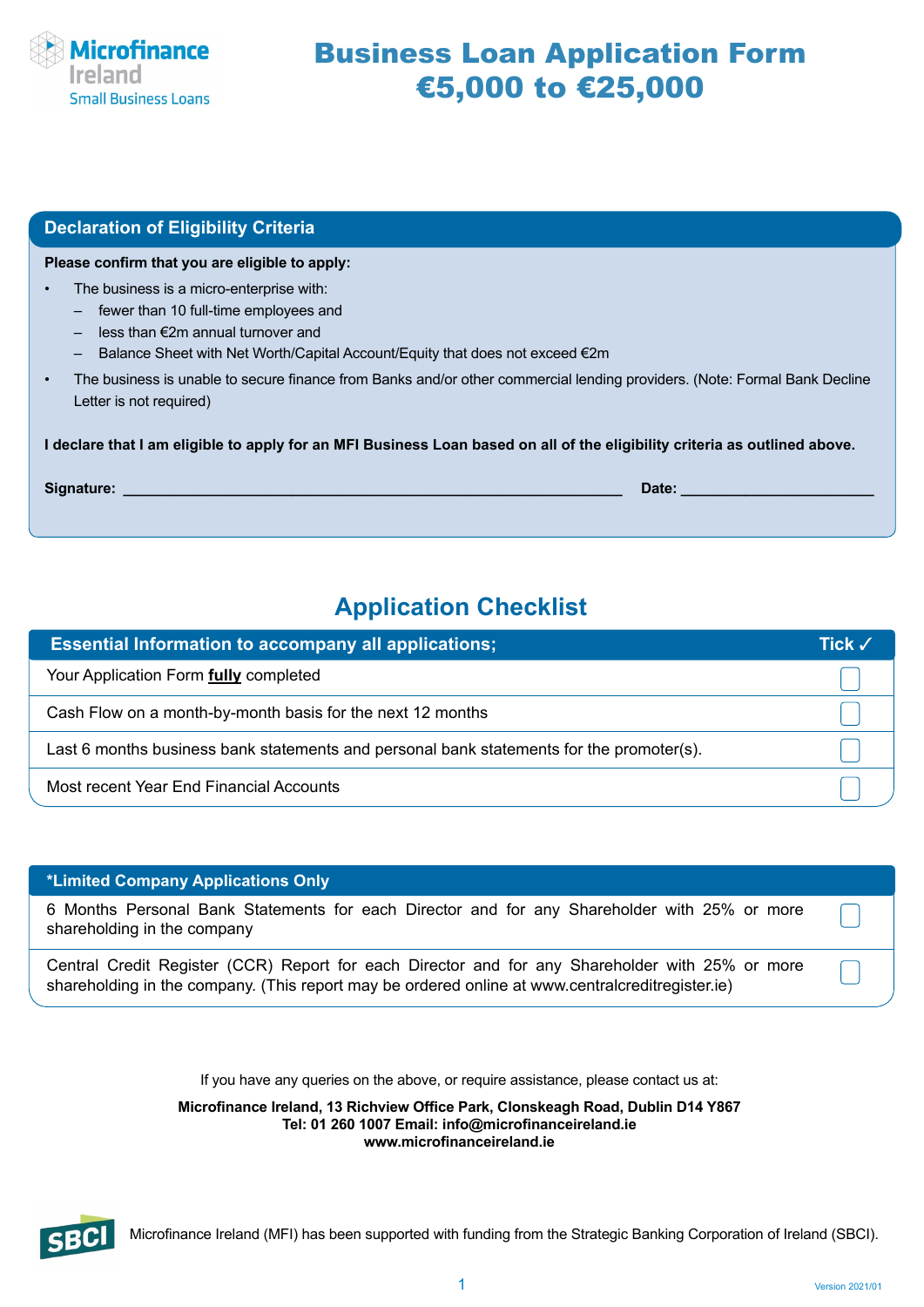Microfinance Ireland
Small Business Loans

# Business Loan Application Form
# €5,000 to €25,000

## Declaration of Eligibility Criteria

**Please confirm that you are eligible to apply:**

- The business is a micro-enterprise with:
  - fewer than 10 full-time employees and
  - less than €2m annual turnover and
  - Balance Sheet with Net Worth/Capital Account/Equity that does not exceed €2m
- The business is unable to secure finance from Banks and/or other commercial lending providers. (Note: Formal Bank Decline Letter is not required)

**I declare that I am eligible to apply for an MFI Business Loan based on all of the eligibility criteria as outlined above.**

**Signature:** ______________________________ **Date:** ______________

## Application Checklist

| Essential Information to accompany all applications; | Tick ✓ |
|---|---|
| Your Application Form **fully** completed | ☐ |
| Cash Flow on a month-by-month basis for the next 12 months | ☐ |
| Last 6 months business bank statements and personal bank statements for the promoter(s). | ☐ |
| Most recent Year End Financial Accounts | ☐ |

| *Limited Company Applications Only | |
|---|---|
| 6 Months Personal Bank Statements for each Director and for any Shareholder with 25% or more shareholding in the company | ☐ |
| Central Credit Register (CCR) Report for each Director and for any Shareholder with 25% or more shareholding in the company. (This report may be ordered online at www.centralcreditregister.ie) | ☐ |

If you have any queries on the above, or require assistance, please contact us at:

**Microfinance Ireland, 13 Richview Office Park, Clonskeagh Road, Dublin D14 Y867**
**Tel: 01 260 1007 Email: info@microfinanceireland.ie**
**www.microfinanceireland.ie**

SBCI Microfinance Ireland (MFI) has been supported with funding from the Strategic Banking Corporation of Ireland (SBCI).

Version 2021/01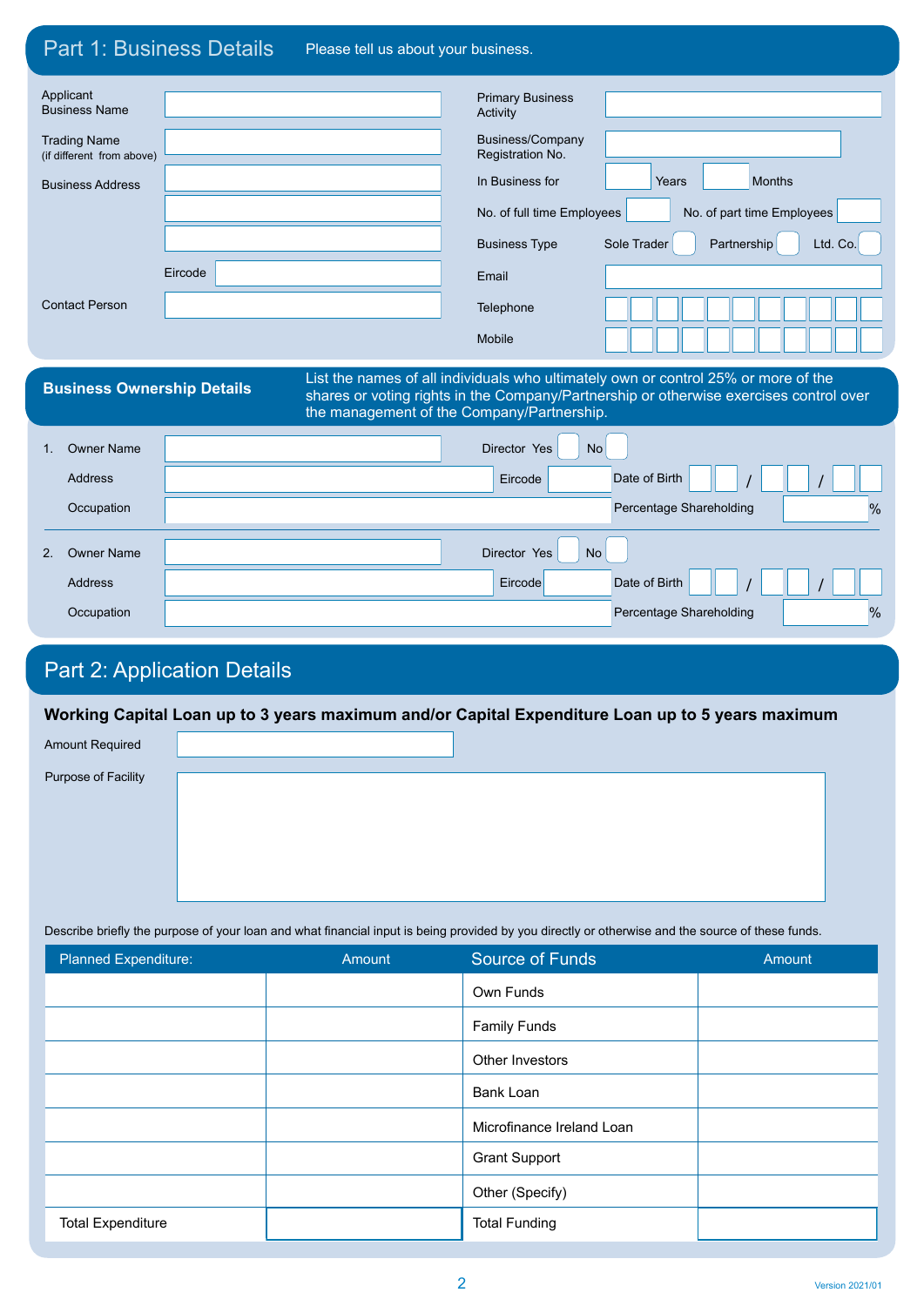## Part 1: Business Details

Please tell us about your business.

Applicant Business Name

Trading Name (if different from above)

Business Address

Eircode

Contact Person

Primary Business Activity

Business/Company Registration No.

In Business for Years Months

No. of full time Employees

No. of part time Employees

Business Type Sole Trader Partnership Ltd. Co.

Email

Telephone

Mobile

## Business Ownership Details

List the names of all individuals who ultimately own or control 25% or more of the shares or voting rights in the Company/Partnership or otherwise exercises control over the management of the Company/Partnership.

1. Owner Name Director Yes No
   Address Eircode Date of Birth / /
   Occupation Percentage Shareholding %

2. Owner Name Director Yes No
   Address Eircode Date of Birth / /
   Occupation Percentage Shareholding %

## Part 2: Application Details

**Working Capital Loan up to 3 years maximum and/or Capital Expenditure Loan up to 5 years maximum**

Amount Required

Purpose of Facility

Describe briefly the purpose of your loan and what financial input is being provided by you directly or otherwise and the source of these funds.

| Planned Expenditure: | Amount | Source of Funds | Amount |
|---|---|---|---|
| | | Own Funds | |
| | | Family Funds | |
| | | Other Investors | |
| | | Bank Loan | |
| | | Microfinance Ireland Loan | |
| | | Grant Support | |
| | | Other (Specify) | |
| Total Expenditure | | Total Funding | |

Version 2021/01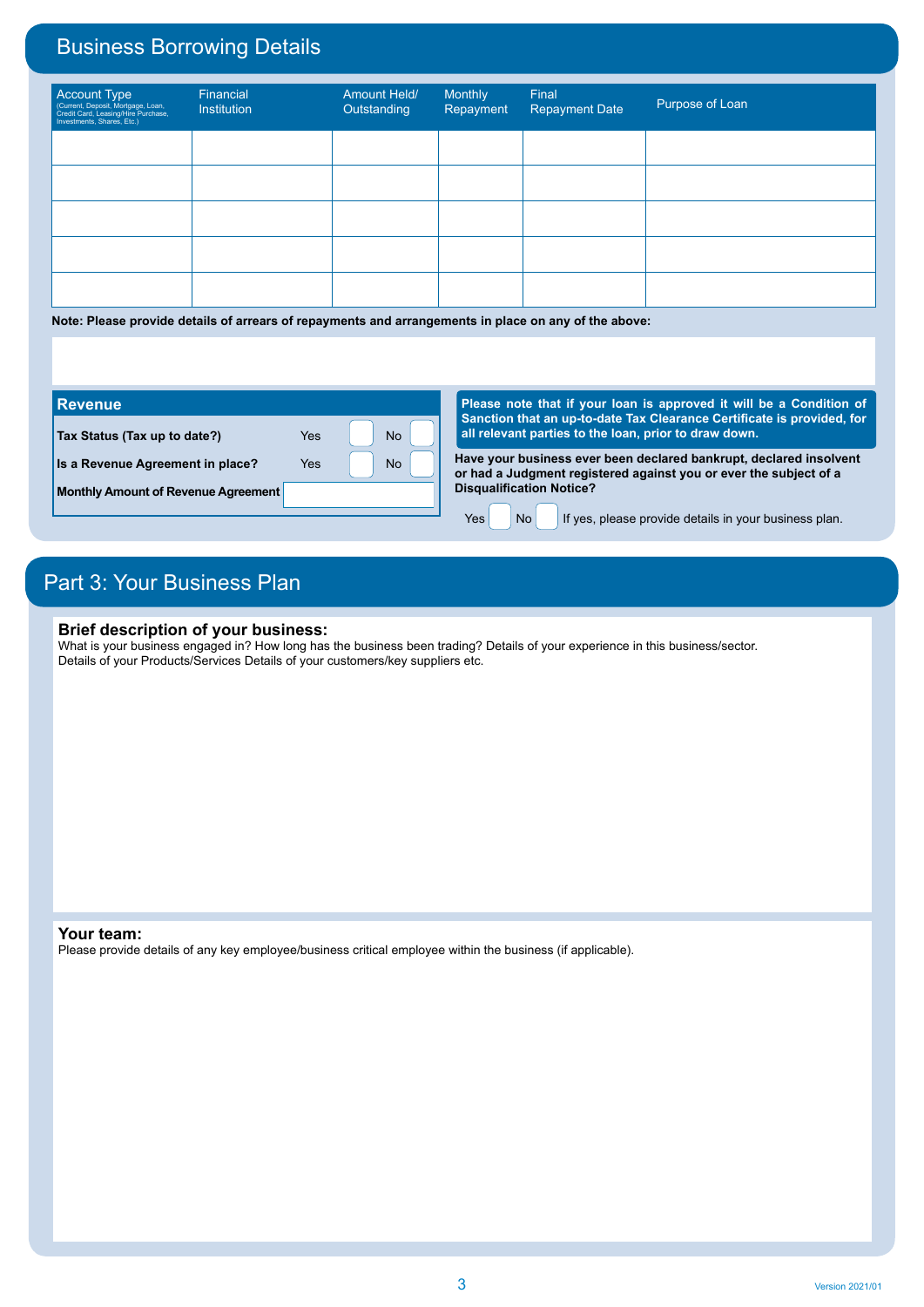# Business Borrowing Details

| Account Type (Current, Deposit, Mortgage, Loan, Credit Card, Leasing/Hire Purchase, Investments, Shares, Etc.) | Financial Institution | Amount Held/ Outstanding | Monthly Repayment | Final Repayment Date | Purpose of Loan |
|---|---|---|---|---|---|
| | | | | | |
| | | | | | |
| | | | | | |
| | | | | | |
| | | | | | |

**Note: Please provide details of arrears of repayments and arrangements in place on any of the above:**

## Revenue

| | | | | |
|---|---|---|---|---|
| **Tax Status (Tax up to date?)** | Yes | ☐ | No | ☐ |
| **Is a Revenue Agreement in place?** | Yes | ☐ | No | ☐ |
| **Monthly Amount of Revenue Agreement** | | | | |

**Please note that if your loan is approved it will be a Condition of Sanction that an up-to-date Tax Clearance Certificate is provided, for all relevant parties to the loan, prior to draw down.**

**Have your business ever been declared bankrupt, declared insolvent or had a Judgment registered against you or ever the subject of a Disqualification Notice?**

Yes ☐ No ☐ If yes, please provide details in your business plan.

# Part 3: Your Business Plan

### Brief description of your business:

What is your business engaged in? How long has the business been trading? Details of your experience in this business/sector. Details of your Products/Services Details of your customers/key suppliers etc.

### Your team:

Please provide details of any key employee/business critical employee within the business (if applicable).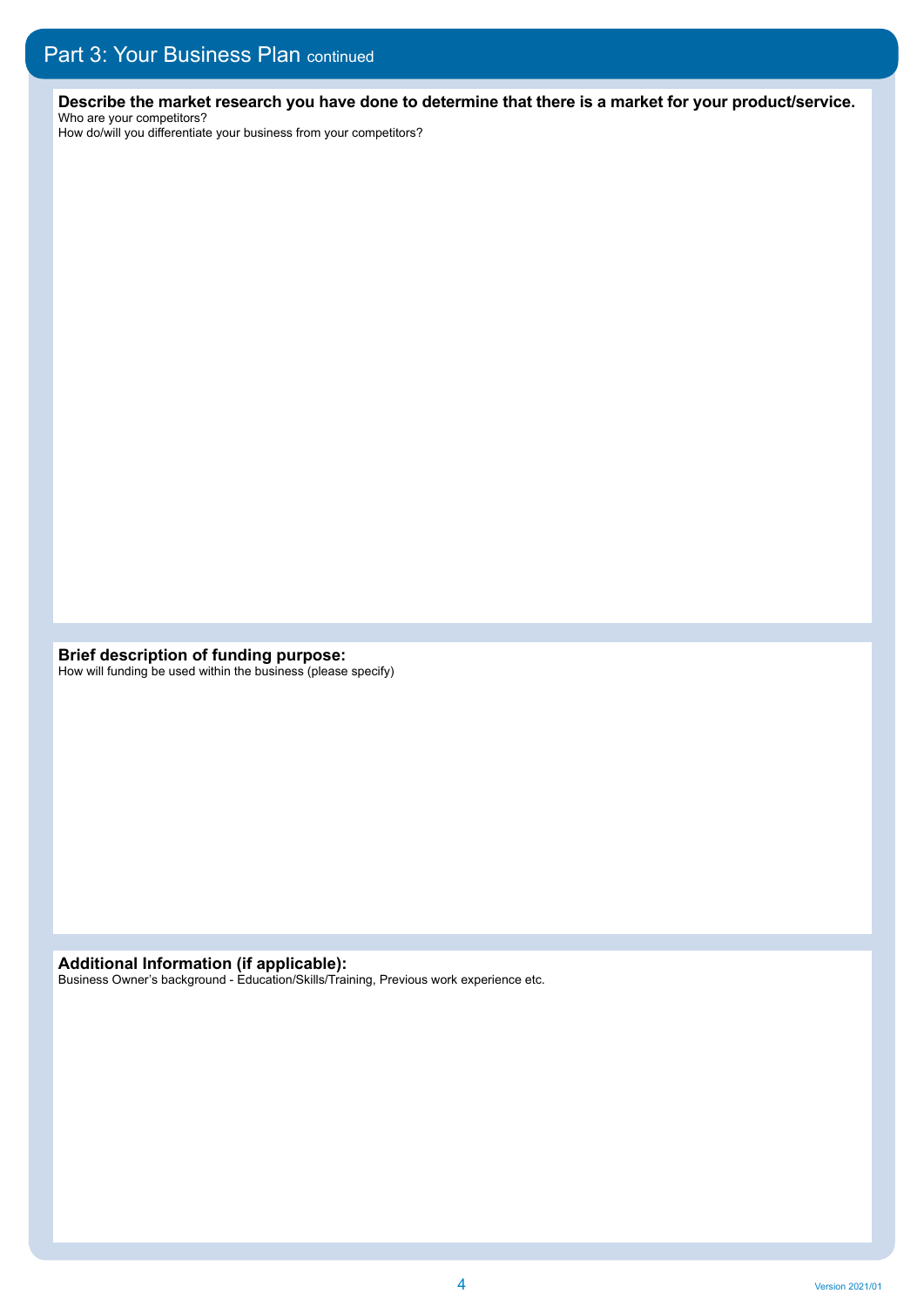## Part 3: Your Business Plan continued

**Describe the market research you have done to determine that there is a market for your product/service.**
Who are your competitors?
How do/will you differentiate your business from your competitors?

**Brief description of funding purpose:**
How will funding be used within the business (please specify)

**Additional Information (if applicable):**
Business Owner's background - Education/Skills/Training, Previous work experience etc.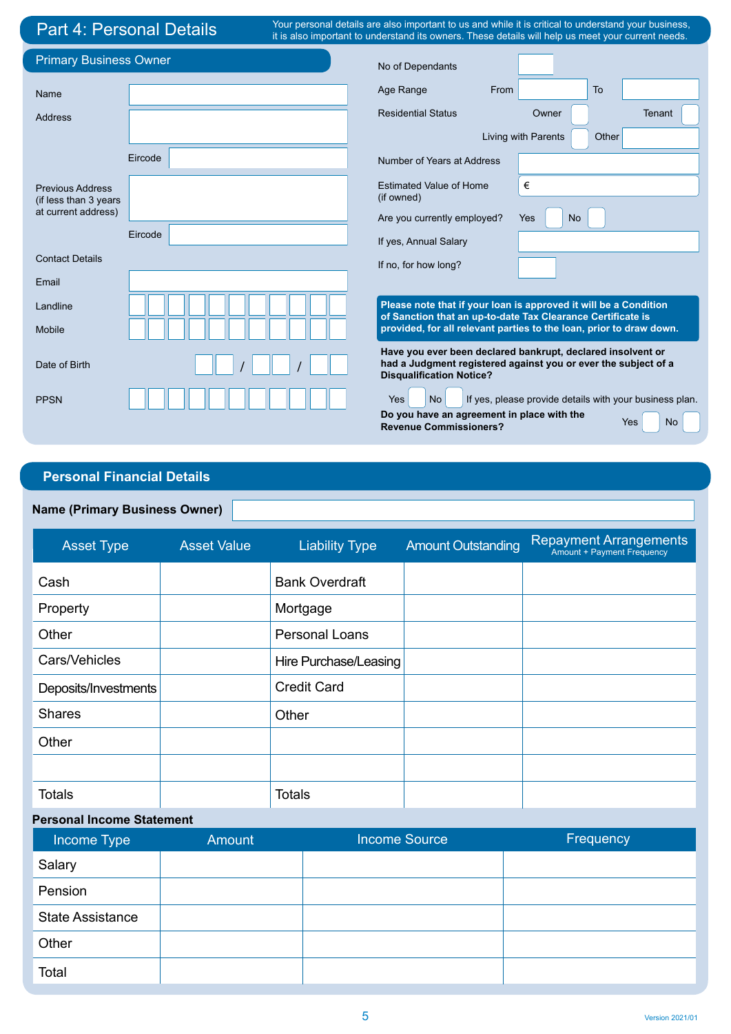## Part 4: Personal Details

Your personal details are also important to us and while it is critical to understand your business, it is also important to understand its owners. These details will help us meet your current needs.

### Primary Business Owner

Name

Address

Eircode

Previous Address (if less than 3 years at current address)

Eircode

Contact Details

Email

Landline

Mobile

Date of Birth __ __ / __ __ / __ __

PPSN

No of Dependants

Age Range From To

Residential Status Owner Tenant

Living with Parents Other

Number of Years at Address

Estimated Value of Home (if owned) €

Are you currently employed? Yes No

If yes, Annual Salary

If no, for how long?

**Please note that if your loan is approved it will be a Condition of Sanction that an up-to-date Tax Clearance Certificate is provided, for all relevant parties to the loan, prior to draw down.**

**Have you ever been declared bankrupt, declared insolvent or had a Judgment registered against you or ever the subject of a Disqualification Notice?**

Yes No If yes, please provide details with your business plan.

**Do you have an agreement in place with the Revenue Commissioners?** Yes No

### Personal Financial Details

**Name (Primary Business Owner)**

| Asset Type | Asset Value | Liability Type | Amount Outstanding | Repayment Arrangements<br>Amount + Payment Frequency |
|---|---|---|---|---|
| Cash | | Bank Overdraft | | |
| Property | | Mortgage | | |
| Other | | Personal Loans | | |
| Cars/Vehicles | | Hire Purchase/Leasing | | |
| Deposits/Investments | | Credit Card | | |
| Shares | | Other | | |
| Other | | | | |
| | | | | |
| Totals | | Totals | | |

**Personal Income Statement**

| Income Type | Amount | Income Source | Frequency |
|---|---|---|---|
| Salary | | | |
| Pension | | | |
| State Assistance | | | |
| Other | | | |
| Total | | | |

Version 2021/01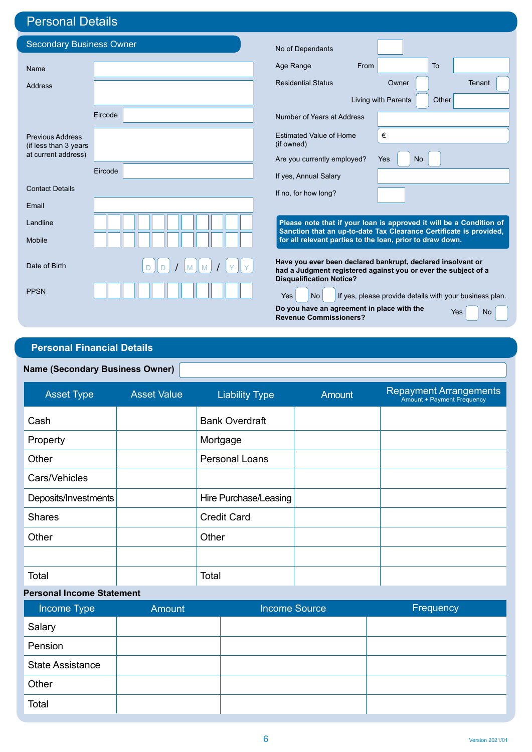# Personal Details

## Secondary Business Owner

Name

Address

Eircode

Previous Address (if less than 3 years at current address)

Eircode

Contact Details

Email

Landline

Mobile

Date of Birth D D / M M / Y Y

PPSN

No of Dependants

Age Range From To

Residential Status Owner Tenant

Living with Parents Other

Number of Years at Address

Estimated Value of Home (if owned) €

Are you currently employed? Yes No

If yes, Annual Salary

If no, for how long?

**Please note that if your loan is approved it will be a Condition of Sanction that an up-to-date Tax Clearance Certificate is provided, for all relevant parties to the loan, prior to draw down.**

**Have you ever been declared bankrupt, declared insolvent or had a Judgment registered against you or ever the subject of a Disqualification Notice?**

Yes No If yes, please provide details with your business plan.

**Do you have an agreement in place with the Revenue Commissioners?** Yes No

# Personal Financial Details

**Name (Secondary Business Owner)**

| Asset Type | Asset Value | Liability Type | Amount | Repayment Arrangements Amount + Payment Frequency |
|---|---|---|---|---|
| Cash | | Bank Overdraft | | |
| Property | | Mortgage | | |
| Other | | Personal Loans | | |
| Cars/Vehicles | | | | |
| Deposits/Investments | | Hire Purchase/Leasing | | |
| Shares | | Credit Card | | |
| Other | | Other | | |
| | | | | |
| Total | | Total | | |

**Personal Income Statement**

| Income Type | Amount | Income Source | Frequency |
|---|---|---|---|
| Salary | | | |
| Pension | | | |
| State Assistance | | | |
| Other | | | |
| Total | | | |

Version 2021/01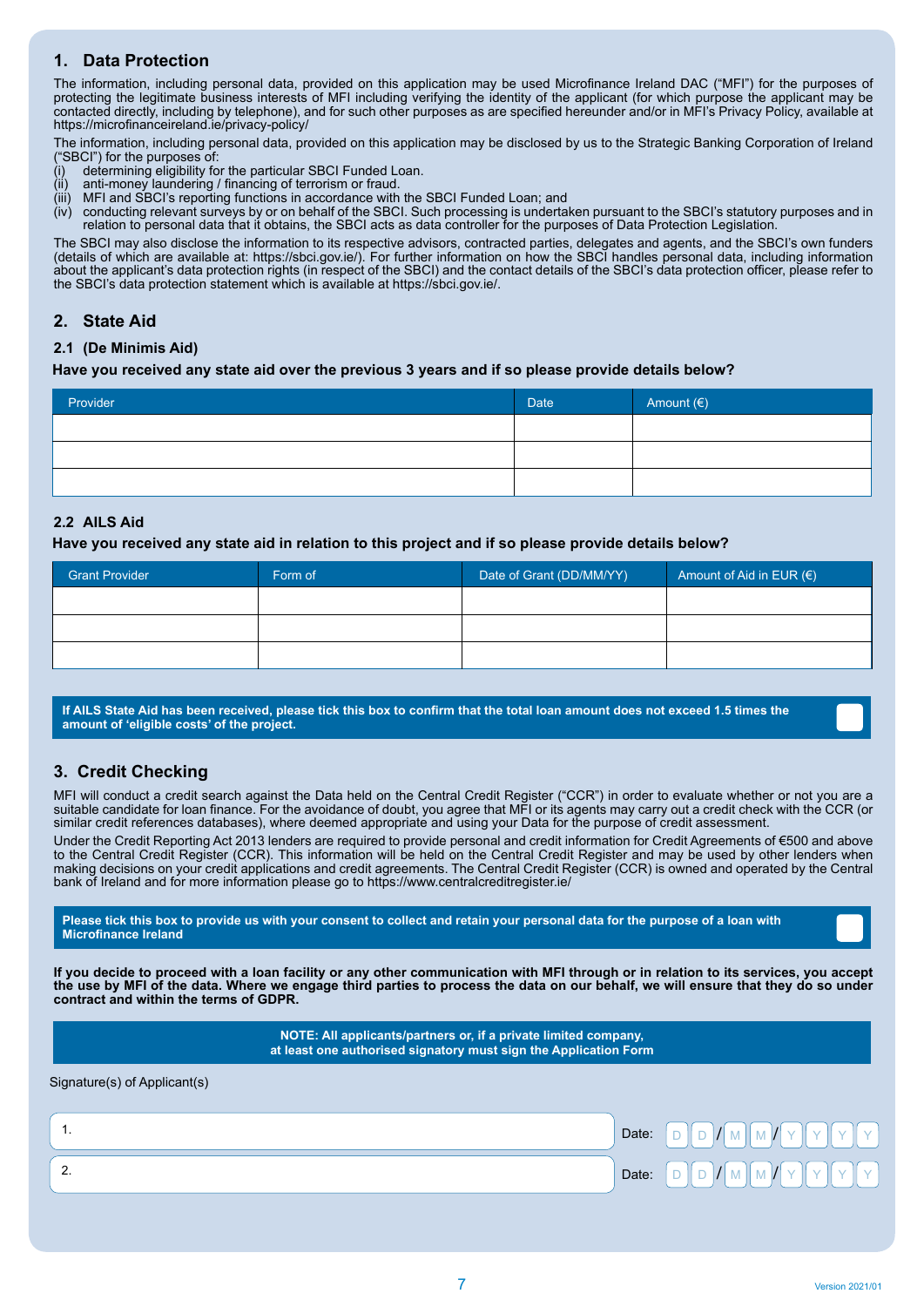## 1. Data Protection

The information, including personal data, provided on this application may be used Microfinance Ireland DAC ("MFI") for the purposes of protecting the legitimate business interests of MFI including verifying the identity of the applicant (for which purpose the applicant may be contacted directly, including by telephone), and for such other purposes as are specified hereunder and/or in MFI's Privacy Policy, available at https://microfinanceireland.ie/privacy-policy/

The information, including personal data, provided on this application may be disclosed by us to the Strategic Banking Corporation of Ireland ("SBCI") for the purposes of:

(i) determining eligibility for the particular SBCI Funded Loan.
(ii) anti-money laundering / financing of terrorism or fraud.
(iii) MFI and SBCI's reporting functions in accordance with the SBCI Funded Loan; and
(iv) conducting relevant surveys by or on behalf of the SBCI. Such processing is undertaken pursuant to the SBCI's statutory purposes and in relation to personal data that it obtains, the SBCI acts as data controller for the purposes of Data Protection Legislation.

The SBCI may also disclose the information to its respective advisors, contracted parties, delegates and agents, and the SBCI's own funders (details of which are available at: https://sbci.gov.ie/). For further information on how the SBCI handles personal data, including information about the applicant's data protection rights (in respect of the SBCI) and the contact details of the SBCI's data protection officer, please refer to the SBCI's data protection statement which is available at https://sbci.gov.ie/.

## 2. State Aid

### 2.1 (De Minimis Aid)

**Have you received any state aid over the previous 3 years and if so please provide details below?**

| Provider | Date | Amount (€) |
|---|---|---|
| | | |
| | | |
| | | |

### 2.2 AILS Aid

**Have you received any state aid in relation to this project and if so please provide details below?**

| Grant Provider | Form of | Date of Grant (DD/MM/YY) | Amount of Aid in EUR (€) |
|---|---|---|---|
| | | | |
| | | | |
| | | | |

**If AILS State Aid has been received, please tick this box to confirm that the total loan amount does not exceed 1.5 times the amount of 'eligible costs' of the project.** ☐

## 3. Credit Checking

MFI will conduct a credit search against the Data held on the Central Credit Register ("CCR") in order to evaluate whether or not you are a suitable candidate for loan finance. For the avoidance of doubt, you agree that MFI or its agents may carry out a credit check with the CCR (or similar credit references databases), where deemed appropriate and using your Data for the purpose of credit assessment.

Under the Credit Reporting Act 2013 lenders are required to provide personal and credit information for Credit Agreements of €500 and above to the Central Credit Register (CCR). This information will be held on the Central Credit Register and may be used by other lenders when making decisions on your credit applications and credit agreements. The Central Credit Register (CCR) is owned and operated by the Central bank of Ireland and for more information please go to https://www.centralcreditregister.ie/

**Please tick this box to provide us with your consent to collect and retain your personal data for the purpose of a loan with Microfinance Ireland** ☐

**If you decide to proceed with a loan facility or any other communication with MFI through or in relation to its services, you accept the use by MFI of the data. Where we engage third parties to process the data on our behalf, we will ensure that they do so under contract and within the terms of GDPR.**

**NOTE: All applicants/partners or, if a private limited company, at least one authorised signatory must sign the Application Form**

Signature(s) of Applicant(s)

1. ______________________ Date: D D / M M / Y Y Y Y

2. ______________________ Date: D D / M M / Y Y Y Y

Version 2021/01